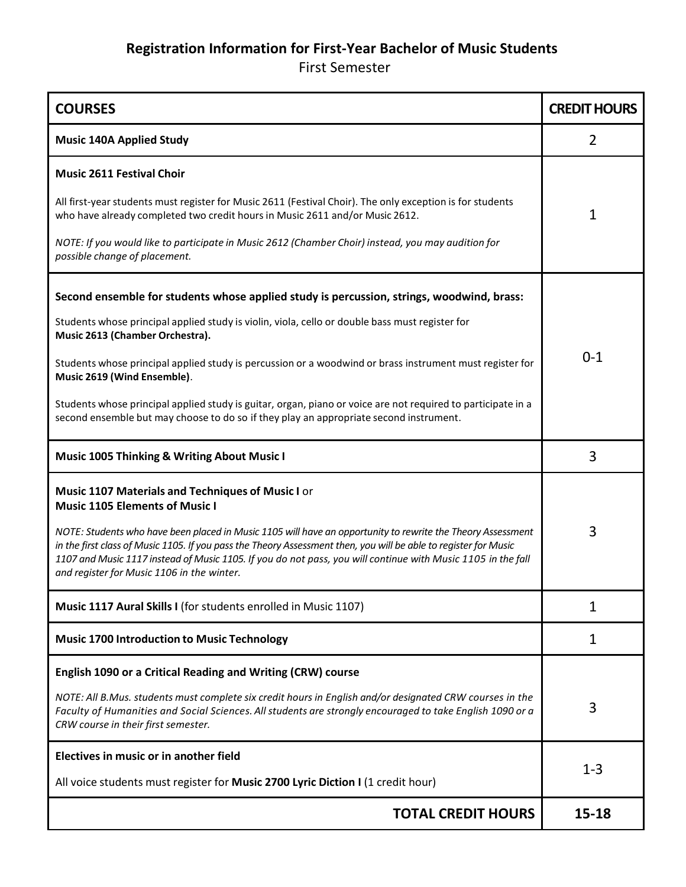**Registration Information for First-Year Bachelor of Music Students**

First Semester

| COURSES | CREDIT HOURS |
|---|---|
| **Music 140A Applied Study** | 2 |
| **Music 2611 Festival Choir**<br><br>All first-year students must register for Music 2611 (Festival Choir). The only exception is for students who have already completed two credit hours in Music 2611 and/or Music 2612.<br><br>*NOTE: If you would like to participate in Music 2612 (Chamber Choir) instead, you may audition for possible change of placement.* | 1 |
| **Second ensemble for students whose applied study is percussion, strings, woodwind, brass:**<br><br>Students whose principal applied study is violin, viola, cello or double bass must register for **Music 2613 (Chamber Orchestra).**<br><br>Students whose principal applied study is percussion or a woodwind or brass instrument must register for **Music 2619 (Wind Ensemble)**.<br><br>Students whose principal applied study is guitar, organ, piano or voice are not required to participate in a second ensemble but may choose to do so if they play an appropriate second instrument. | 0-1 |
| **Music 1005 Thinking & Writing About Music I** | 3 |
| **Music 1107 Materials and Techniques of Music I** or **Music 1105 Elements of Music I**<br><br>*NOTE: Students who have been placed in Music 1105 will have an opportunity to rewrite the Theory Assessment in the first class of Music 1105. If you pass the Theory Assessment then, you will be able to register for Music 1107 and Music 1117 instead of Music 1105. If you do not pass, you will continue with Music 1105 in the fall and register for Music 1106 in the winter.* | 3 |
| **Music 1117 Aural Skills I** (for students enrolled in Music 1107) | 1 |
| **Music 1700 Introduction to Music Technology** | 1 |
| **English 1090 or a Critical Reading and Writing (CRW) course**<br><br>*NOTE: All B.Mus. students must complete six credit hours in English and/or designated CRW courses in the Faculty of Humanities and Social Sciences. All students are strongly encouraged to take English 1090 or a CRW course in their first semester.* | 3 |
| **Electives in music or in another field**<br><br>All voice students must register for **Music 2700 Lyric Diction I** (1 credit hour) | 1-3 |
| **TOTAL CREDIT HOURS** | **15-18** |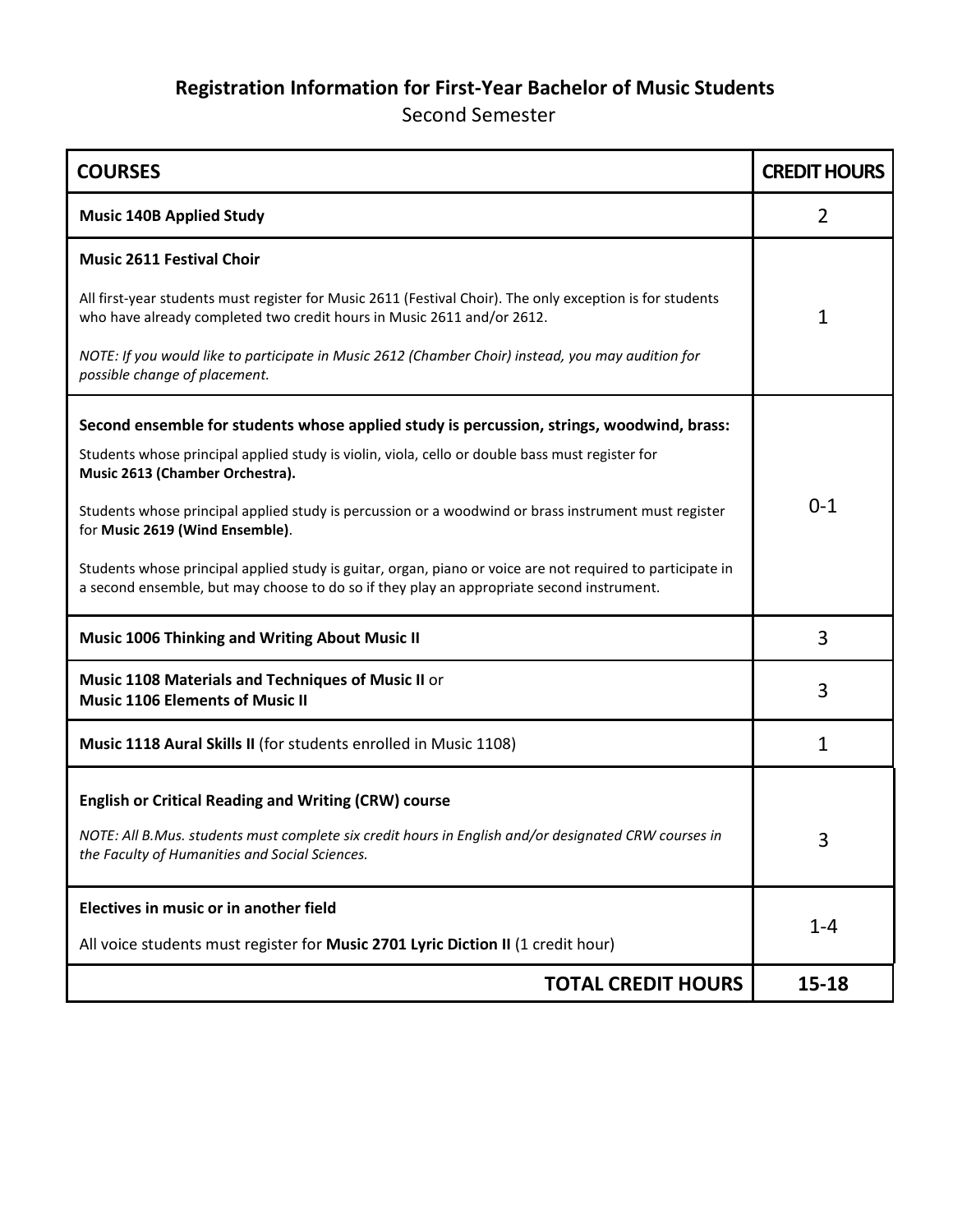# Registration Information for First-Year Bachelor of Music Students

Second Semester

| COURSES | CREDIT HOURS |
|---|---|
| **Music 140B Applied Study** | 2 |
| **Music 2611 Festival Choir**<br><br>All first-year students must register for Music 2611 (Festival Choir). The only exception is for students who have already completed two credit hours in Music 2611 and/or 2612.<br><br>*NOTE: If you would like to participate in Music 2612 (Chamber Choir) instead, you may audition for possible change of placement.* | 1 |
| **Second ensemble for students whose applied study is percussion, strings, woodwind, brass:**<br><br>Students whose principal applied study is violin, viola, cello or double bass must register for **Music 2613 (Chamber Orchestra).**<br><br>Students whose principal applied study is percussion or a woodwind or brass instrument must register for **Music 2619 (Wind Ensemble)**.<br><br>Students whose principal applied study is guitar, organ, piano or voice are not required to participate in a second ensemble, but may choose to do so if they play an appropriate second instrument. | 0-1 |
| **Music 1006 Thinking and Writing About Music II** | 3 |
| **Music 1108 Materials and Techniques of Music II** or<br>**Music 1106 Elements of Music II** | 3 |
| **Music 1118 Aural Skills II** (for students enrolled in Music 1108) | 1 |
| **English or Critical Reading and Writing (CRW) course**<br><br>*NOTE: All B.Mus. students must complete six credit hours in English and/or designated CRW courses in the Faculty of Humanities and Social Sciences.* | 3 |
| **Electives in music or in another field**<br><br>All voice students must register for **Music 2701 Lyric Diction II** (1 credit hour) | 1-4 |
| **TOTAL CREDIT HOURS** | **15-18** |